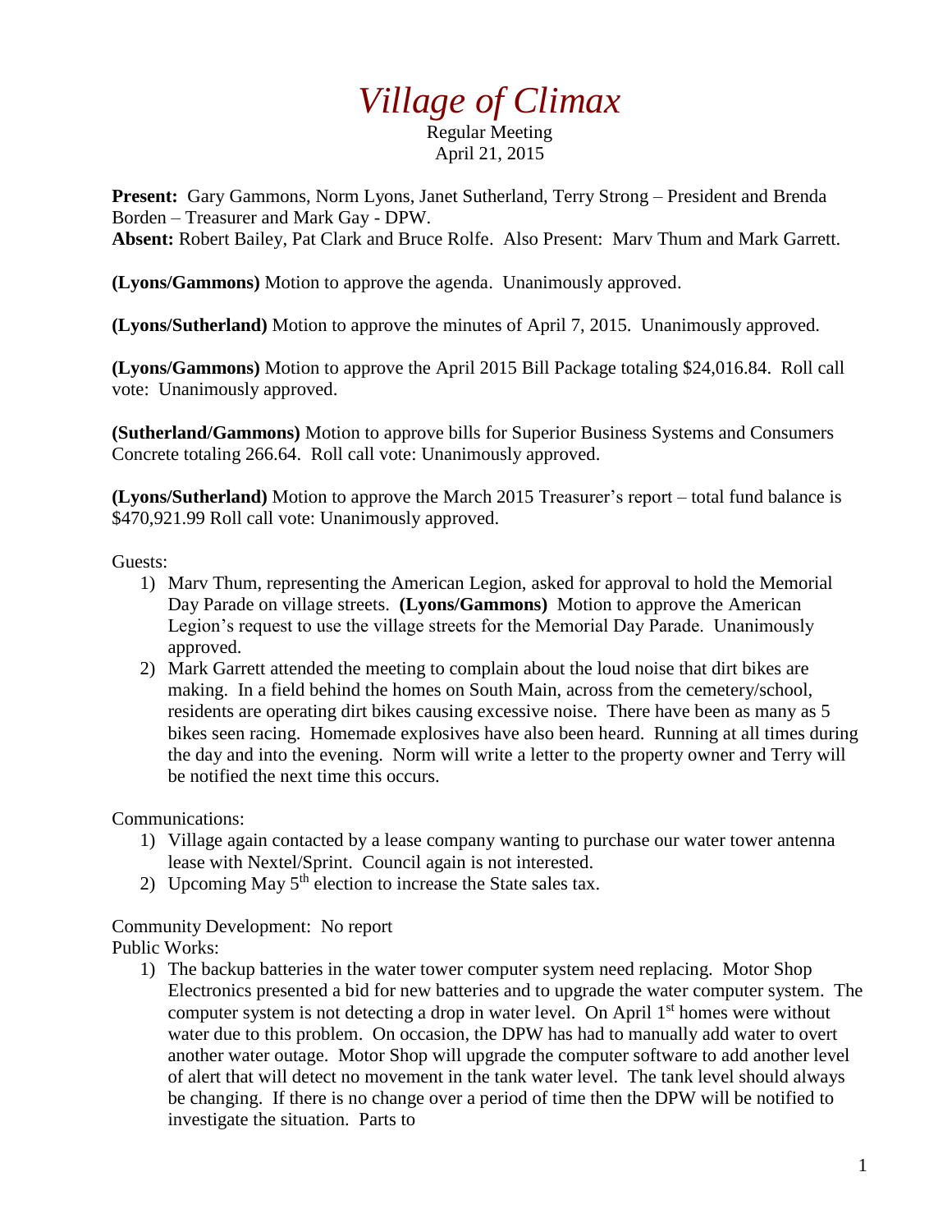# *Village of Climax*

Regular Meeting
April 21, 2015

**Present:** Gary Gammons, Norm Lyons, Janet Sutherland, Terry Strong – President and Brenda Borden – Treasurer and Mark Gay - DPW.
**Absent:** Robert Bailey, Pat Clark and Bruce Rolfe. Also Present: Marv Thum and Mark Garrett.

**(Lyons/Gammons)** Motion to approve the agenda. Unanimously approved.

**(Lyons/Sutherland)** Motion to approve the minutes of April 7, 2015. Unanimously approved.

**(Lyons/Gammons)** Motion to approve the April 2015 Bill Package totaling $24,016.84. Roll call vote: Unanimously approved.

**(Sutherland/Gammons)** Motion to approve bills for Superior Business Systems and Consumers Concrete totaling 266.64. Roll call vote: Unanimously approved.

**(Lyons/Sutherland)** Motion to approve the March 2015 Treasurer's report – total fund balance is $470,921.99 Roll call vote: Unanimously approved.

Guests:

1) Marv Thum, representing the American Legion, asked for approval to hold the Memorial Day Parade on village streets. **(Lyons/Gammons)** Motion to approve the American Legion's request to use the village streets for the Memorial Day Parade. Unanimously approved.
2) Mark Garrett attended the meeting to complain about the loud noise that dirt bikes are making. In a field behind the homes on South Main, across from the cemetery/school, residents are operating dirt bikes causing excessive noise. There have been as many as 5 bikes seen racing. Homemade explosives have also been heard. Running at all times during the day and into the evening. Norm will write a letter to the property owner and Terry will be notified the next time this occurs.

Communications:

1) Village again contacted by a lease company wanting to purchase our water tower antenna lease with Nextel/Sprint. Council again is not interested.
2) Upcoming May 5th election to increase the State sales tax.

Community Development: No report

Public Works:

1) The backup batteries in the water tower computer system need replacing. Motor Shop Electronics presented a bid for new batteries and to upgrade the water computer system. The computer system is not detecting a drop in water level. On April 1st homes were without water due to this problem. On occasion, the DPW has had to manually add water to overt another water outage. Motor Shop will upgrade the computer software to add another level of alert that will detect no movement in the tank water level. The tank level should always be changing. If there is no change over a period of time then the DPW will be notified to investigate the situation. Parts to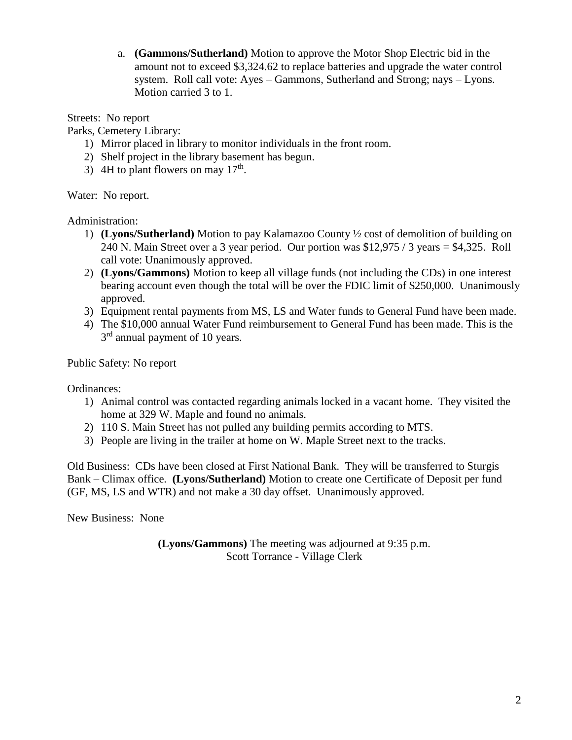a. **(Gammons/Sutherland)** Motion to approve the Motor Shop Electric bid in the amount not to exceed $3,324.62 to replace batteries and upgrade the water control system. Roll call vote: Ayes – Gammons, Sutherland and Strong; nays – Lyons. Motion carried 3 to 1.

Streets: No report

Parks, Cemetery Library:

1) Mirror placed in library to monitor individuals in the front room.
2) Shelf project in the library basement has begun.
3) 4H to plant flowers on may 17th.

Water: No report.

Administration:

1) **(Lyons/Sutherland)** Motion to pay Kalamazoo County ½ cost of demolition of building on 240 N. Main Street over a 3 year period. Our portion was $12,975 / 3 years = $4,325. Roll call vote: Unanimously approved.
2) **(Lyons/Gammons)** Motion to keep all village funds (not including the CDs) in one interest bearing account even though the total will be over the FDIC limit of $250,000. Unanimously approved.
3) Equipment rental payments from MS, LS and Water funds to General Fund have been made.
4) The $10,000 annual Water Fund reimbursement to General Fund has been made. This is the 3rd annual payment of 10 years.

Public Safety: No report

Ordinances:

1) Animal control was contacted regarding animals locked in a vacant home. They visited the home at 329 W. Maple and found no animals.
2) 110 S. Main Street has not pulled any building permits according to MTS.
3) People are living in the trailer at home on W. Maple Street next to the tracks.

Old Business: CDs have been closed at First National Bank. They will be transferred to Sturgis Bank – Climax office. **(Lyons/Sutherland)** Motion to create one Certificate of Deposit per fund (GF, MS, LS and WTR) and not make a 30 day offset. Unanimously approved.

New Business: None

**(Lyons/Gammons)** The meeting was adjourned at 9:35 p.m.
Scott Torrance - Village Clerk